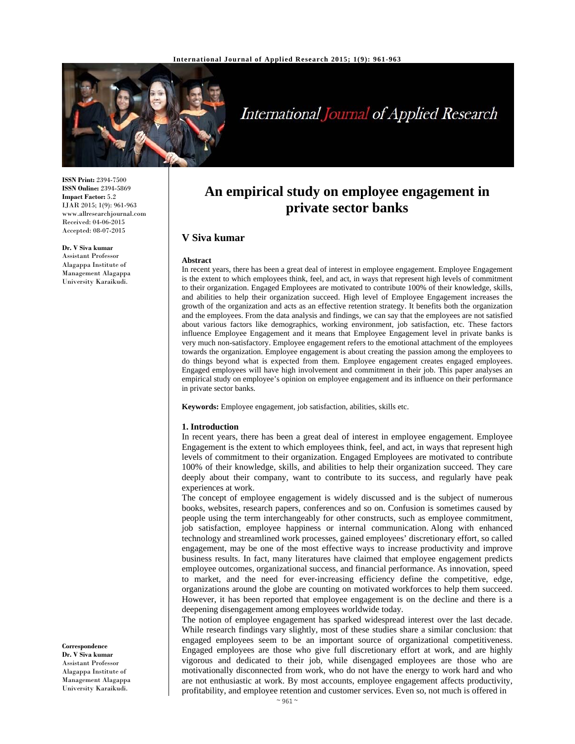ISSN Print: 2394-7500
ISSN Online: 2394-5869
Impact Factor: 5.2
IJAR 2015; 1(9): 961-963
www.allresearchjournal.com
Received: 04-06-2015
Accepted: 08-07-2015

**Dr. V Siva kumar**
Assistant Professor
Alagappa Institute of Management Alagappa University Karaikudi.

**Correspondence**
**Dr. V Siva kumar**
Assistant Professor
Alagappa Institute of Management Alagappa University Karaikudi.

# An empirical study on employee engagement in private sector banks

## V Siva kumar

### Abstract

In recent years, there has been a great deal of interest in employee engagement. Employee Engagement is the extent to which employees think, feel, and act, in ways that represent high levels of commitment to their organization. Engaged Employees are motivated to contribute 100% of their knowledge, skills, and abilities to help their organization succeed. High level of Employee Engagement increases the growth of the organization and acts as an effective retention strategy. It benefits both the organization and the employees. From the data analysis and findings, we can say that the employees are not satisfied about various factors like demographics, working environment, job satisfaction, etc. These factors influence Employee Engagement and it means that Employee Engagement level in private banks is very much non-satisfactory. Employee engagement refers to the emotional attachment of the employees towards the organization. Employee engagement is about creating the passion among the employees to do things beyond what is expected from them. Employee engagement creates engaged employees. Engaged employees will have high involvement and commitment in their job. This paper analyses an empirical study on employee's opinion on employee engagement and its influence on their performance in private sector banks.

**Keywords:** Employee engagement, job satisfaction, abilities, skills etc.

### 1. Introduction

In recent years, there has been a great deal of interest in employee engagement. Employee Engagement is the extent to which employees think, feel, and act, in ways that represent high levels of commitment to their organization. Engaged Employees are motivated to contribute 100% of their knowledge, skills, and abilities to help their organization succeed. They care deeply about their company, want to contribute to its success, and regularly have peak experiences at work.

The concept of employee engagement is widely discussed and is the subject of numerous books, websites, research papers, conferences and so on. Confusion is sometimes caused by people using the term interchangeably for other constructs, such as employee commitment, job satisfaction, employee happiness or internal communication. Along with enhanced technology and streamlined work processes, gained employees' discretionary effort, so called engagement, may be one of the most effective ways to increase productivity and improve business results. In fact, many literatures have claimed that employee engagement predicts employee outcomes, organizational success, and financial performance. As innovation, speed to market, and the need for ever-increasing efficiency define the competitive, edge, organizations around the globe are counting on motivated workforces to help them succeed. However, it has been reported that employee engagement is on the decline and there is a deepening disengagement among employees worldwide today.

The notion of employee engagement has sparked widespread interest over the last decade. While research findings vary slightly, most of these studies share a similar conclusion: that engaged employees seem to be an important source of organizational competitiveness. Engaged employees are those who give full discretionary effort at work, and are highly vigorous and dedicated to their job, while disengaged employees are those who are motivationally disconnected from work, who do not have the energy to work hard and who are not enthusiastic at work. By most accounts, employee engagement affects productivity, profitability, and employee retention and customer services. Even so, not much is offered in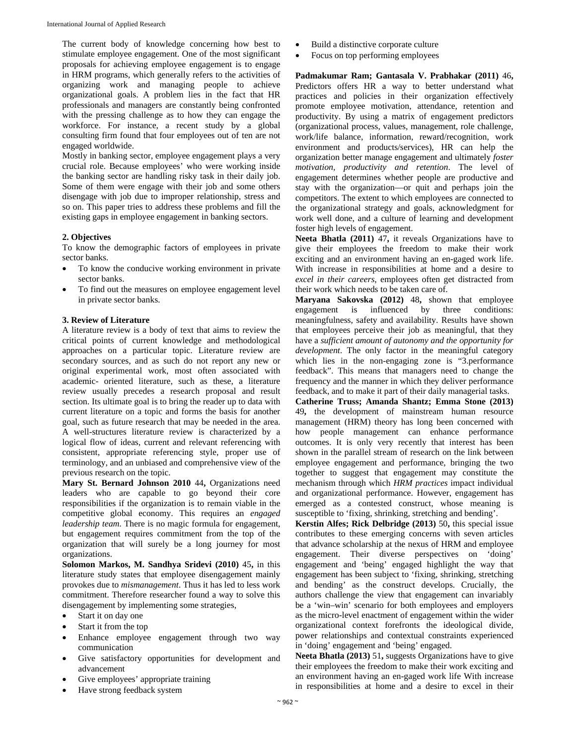The current body of knowledge concerning how best to stimulate employee engagement. One of the most significant proposals for achieving employee engagement is to engage in HRM programs, which generally refers to the activities of organizing work and managing people to achieve organizational goals. A problem lies in the fact that HR professionals and managers are constantly being confronted with the pressing challenge as to how they can engage the workforce. For instance, a recent study by a global consulting firm found that four employees out of ten are not engaged worldwide.

Mostly in banking sector, employee engagement plays a very crucial role. Because employees' who were working inside the banking sector are handling risky task in their daily job. Some of them were engage with their job and some others disengage with job due to improper relationship, stress and so on. This paper tries to address these problems and fill the existing gaps in employee engagement in banking sectors.

## 2. Objectives

To know the demographic factors of employees in private sector banks.

- To know the conducive working environment in private sector banks.
- To find out the measures on employee engagement level in private sector banks.

## 3. Review of Literature

A literature review is a body of text that aims to review the critical points of current knowledge and methodological approaches on a particular topic. Literature review are secondary sources, and as such do not report any new or original experimental work, most often associated with academic- oriented literature, such as these, a literature review usually precedes a research proposal and result section. Its ultimate goal is to bring the reader up to data with current literature on a topic and forms the basis for another goal, such as future research that may be needed in the area. A well-structures literature review is characterized by a logical flow of ideas, current and relevant referencing with consistent, appropriate referencing style, proper use of terminology, and an unbiased and comprehensive view of the previous research on the topic.

**Mary St. Bernard Johnson 2010** 44**,** Organizations need leaders who are capable to go beyond their core responsibilities if the organization is to remain viable in the competitive global economy. This requires an *engaged leadership team*. There is no magic formula for engagement, but engagement requires commitment from the top of the organization that will surely be a long journey for most organizations.

**Solomon Markos, M. Sandhya Sridevi (2010)** 45**,** in this literature study states that employee disengagement mainly provokes due to *mismanagement*. Thus it has led to less work commitment. Therefore researcher found a way to solve this disengagement by implementing some strategies,

- Start it on day one
- Start it from the top
- Enhance employee engagement through two way communication
- Give satisfactory opportunities for development and advancement
- Give employees' appropriate training
- Have strong feedback system
- Build a distinctive corporate culture
- Focus on top performing employees

**Padmakumar Ram; Gantasala V. Prabhakar (2011)** 46**,** Predictors offers HR a way to better understand what practices and policies in their organization effectively promote employee motivation, attendance, retention and productivity. By using a matrix of engagement predictors (organizational process, values, management, role challenge, work/life balance, information, reward/recognition, work environment and products/services), HR can help the organization better manage engagement and ultimately *foster motivation, productivity and retention*. The level of engagement determines whether people are productive and stay with the organization—or quit and perhaps join the competitors. The extent to which employees are connected to the organizational strategy and goals, acknowledgment for work well done, and a culture of learning and development foster high levels of engagement.

**Neeta Bhatla (2011)** 47**,** it reveals Organizations have to give their employees the freedom to make their work exciting and an environment having an en-gaged work life. With increase in responsibilities at home and a desire to *excel in their careers*, employees often get distracted from their work which needs to be taken care of.

**Maryana Sakovska (2012)** 48**,** shown that employee engagement is influenced by three conditions: meaningfulness, safety and availability. Results have shown that employees perceive their job as meaningful, that they have a *sufficient amount of autonomy and the opportunity for development*. The only factor in the meaningful category which lies in the non-engaging zone is "3.performance feedback". This means that managers need to change the frequency and the manner in which they deliver performance feedback, and to make it part of their daily managerial tasks.

**Catherine Truss; Amanda Shantz; Emma Stone (2013)** 49**,** the development of mainstream human resource management (HRM) theory has long been concerned with how people management can enhance performance outcomes. It is only very recently that interest has been shown in the parallel stream of research on the link between employee engagement and performance, bringing the two together to suggest that engagement may constitute the mechanism through which *HRM practices* impact individual and organizational performance. However, engagement has emerged as a contested construct, whose meaning is susceptible to 'fixing, shrinking, stretching and bending'.

**Kerstin Alfes; Rick Delbridge (2013)** 50**,** this special issue contributes to these emerging concerns with seven articles that advance scholarship at the nexus of HRM and employee engagement. Their diverse perspectives on 'doing' engagement and 'being' engaged highlight the way that engagement has been subject to 'fixing, shrinking, stretching and bending' as the construct develops. Crucially, the authors challenge the view that engagement can invariably be a 'win–win' scenario for both employees and employers as the micro-level enactment of engagement within the wider organizational context forefronts the ideological divide, power relationships and contextual constraints experienced in 'doing' engagement and 'being' engaged.

**Neeta Bhatla (2013)** 51**,** suggests Organizations have to give their employees the freedom to make their work exciting and an environment having an en-gaged work life With increase in responsibilities at home and a desire to excel in their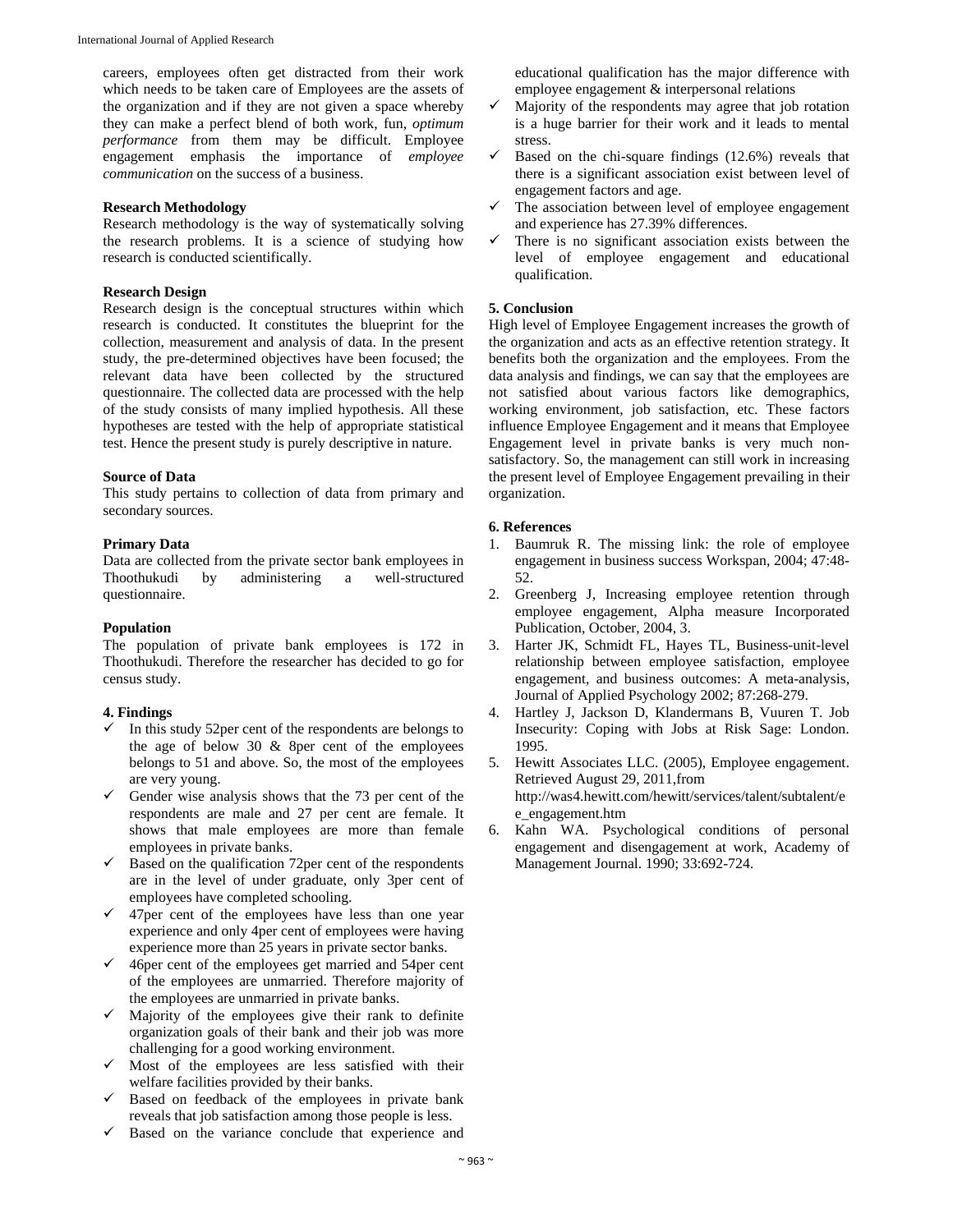careers, employees often get distracted from their work which needs to be taken care of Employees are the assets of the organization and if they are not given a space whereby they can make a perfect blend of both work, fun, *optimum performance* from them may be difficult. Employee engagement emphasis the importance of *employee communication* on the success of a business.

**Research Methodology**

Research methodology is the way of systematically solving the research problems. It is a science of studying how research is conducted scientifically.

**Research Design**

Research design is the conceptual structures within which research is conducted. It constitutes the blueprint for the collection, measurement and analysis of data. In the present study, the pre-determined objectives have been focused; the relevant data have been collected by the structured questionnaire. The collected data are processed with the help of the study consists of many implied hypothesis. All these hypotheses are tested with the help of appropriate statistical test. Hence the present study is purely descriptive in nature.

**Source of Data**

This study pertains to collection of data from primary and secondary sources.

**Primary Data**

Data are collected from the private sector bank employees in Thoothukudi by administering a well-structured questionnaire.

**Population**

The population of private bank employees is 172 in Thoothukudi. Therefore the researcher has decided to go for census study.

**4. Findings**

- ✓ In this study 52per cent of the respondents are belongs to the age of below 30 & 8per cent of the employees belongs to 51 and above. So, the most of the employees are very young.
- ✓ Gender wise analysis shows that the 73 per cent of the respondents are male and 27 per cent are female. It shows that male employees are more than female employees in private banks.
- ✓ Based on the qualification 72per cent of the respondents are in the level of under graduate, only 3per cent of employees have completed schooling.
- ✓ 47per cent of the employees have less than one year experience and only 4per cent of employees were having experience more than 25 years in private sector banks.
- ✓ 46per cent of the employees get married and 54per cent of the employees are unmarried. Therefore majority of the employees are unmarried in private banks.
- ✓ Majority of the employees give their rank to definite organization goals of their bank and their job was more challenging for a good working environment.
- ✓ Most of the employees are less satisfied with their welfare facilities provided by their banks.
- ✓ Based on feedback of the employees in private bank reveals that job satisfaction among those people is less.
- ✓ Based on the variance conclude that experience and educational qualification has the major difference with employee engagement & interpersonal relations
- ✓ Majority of the respondents may agree that job rotation is a huge barrier for their work and it leads to mental stress.
- ✓ Based on the chi-square findings (12.6%) reveals that there is a significant association exist between level of engagement factors and age.
- ✓ The association between level of employee engagement and experience has 27.39% differences.
- ✓ There is no significant association exists between the level of employee engagement and educational qualification.

**5. Conclusion**

High level of Employee Engagement increases the growth of the organization and acts as an effective retention strategy. It benefits both the organization and the employees. From the data analysis and findings, we can say that the employees are not satisfied about various factors like demographics, working environment, job satisfaction, etc. These factors influence Employee Engagement and it means that Employee Engagement level in private banks is very much non-satisfactory. So, the management can still work in increasing the present level of Employee Engagement prevailing in their organization.

**6. References**

1. Baumruk R. The missing link: the role of employee engagement in business success Workspan, 2004; 47:48-52.
2. Greenberg J, Increasing employee retention through employee engagement, Alpha measure Incorporated Publication, October, 2004, 3.
3. Harter JK, Schmidt FL, Hayes TL, Business-unit-level relationship between employee satisfaction, employee engagement, and business outcomes: A meta-analysis, Journal of Applied Psychology 2002; 87:268-279.
4. Hartley J, Jackson D, Klandermans B, Vuuren T. Job Insecurity: Coping with Jobs at Risk Sage: London. 1995.
5. Hewitt Associates LLC. (2005), Employee engagement. Retrieved August 29, 2011,from http://was4.hewitt.com/hewitt/services/talent/subtalent/ee_engagement.htm
6. Kahn WA. Psychological conditions of personal engagement and disengagement at work, Academy of Management Journal. 1990; 33:692-724.